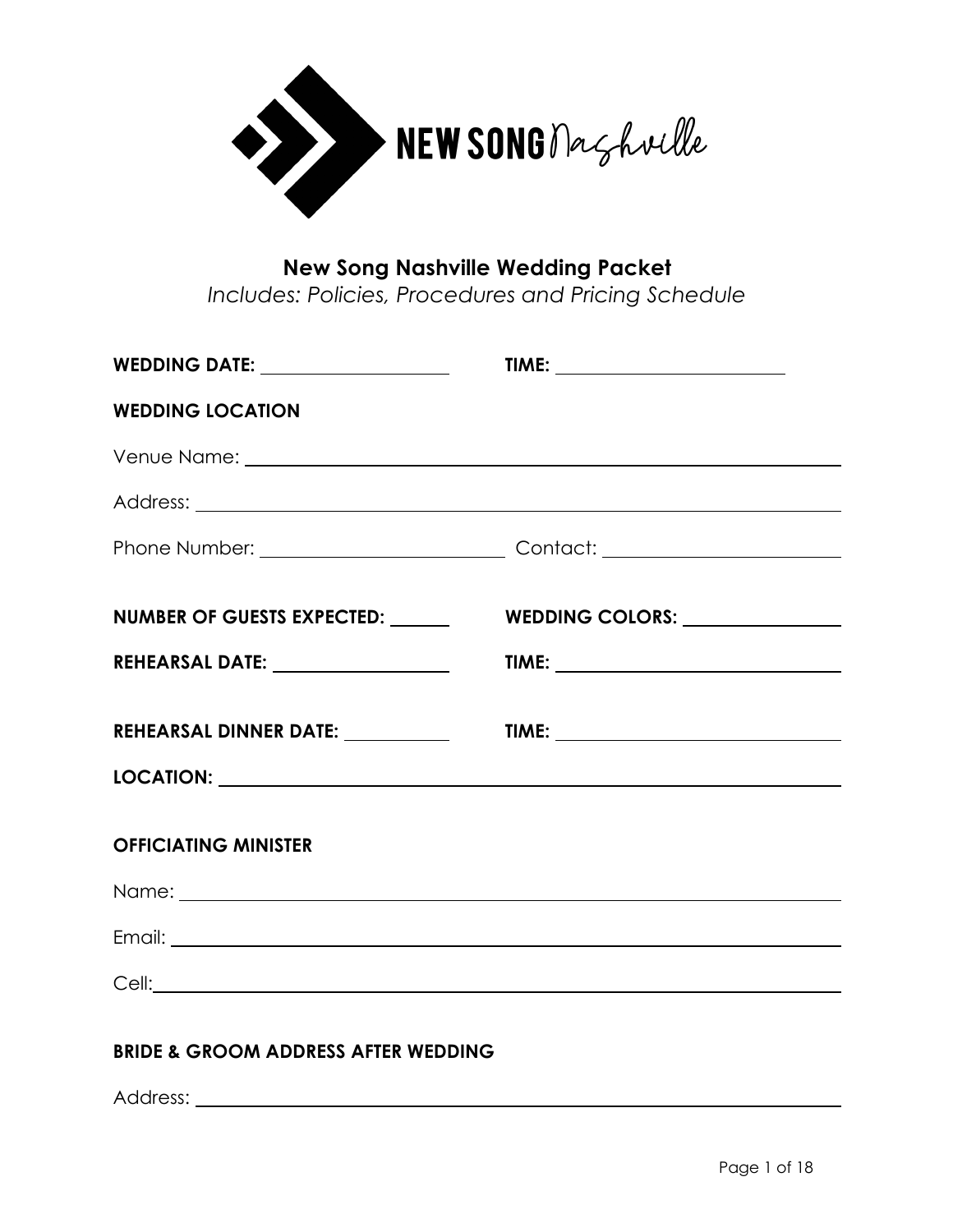NEW SONG Nashville

# New Song Nashville Wedding Packet

*Includes: Policies, Procedures and Pricing Schedule*

**WEDDING DATE:** ____________________ **TIME:** ____________________

**WEDDING LOCATION**

Venue Name: ____________________

Address: ____________________

Phone Number: ____________________ Contact: ____________________

**NUMBER OF GUESTS EXPECTED:** ______ **WEDDING COLORS:** ____________________

**REHEARSAL DATE:** ____________________ **TIME:** ____________________

**REHEARSAL DINNER DATE:** ____________ **TIME:** ____________________

**LOCATION:** ____________________

**OFFICIATING MINISTER**

Name: ____________________

Email: ____________________

Cell: ____________________

**BRIDE & GROOM ADDRESS AFTER WEDDING**

Address: ____________________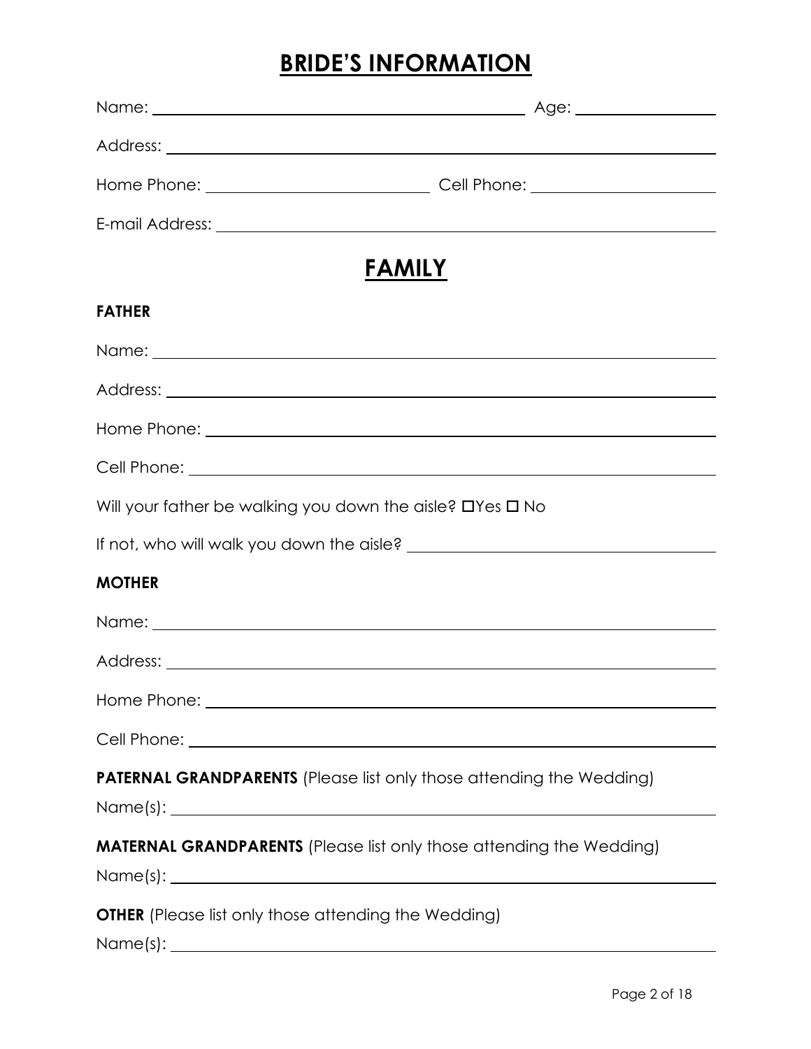# BRIDE'S INFORMATION

Name: ________________________________________ Age: ______________

Address: ____________________________________________________________

Home Phone: ______________________ Cell Phone: ____________________

E-mail Address: _______________________________________________________

# FAMILY

**FATHER**

Name: ______________________________________________________________

Address: ____________________________________________________________

Home Phone: _________________________________________________________

Cell Phone: __________________________________________________________

Will your father be walking you down the aisle? ☐Yes ☐ No

If not, who will walk you down the aisle? ______________________________

**MOTHER**

Name: ______________________________________________________________

Address: ____________________________________________________________

Home Phone: _________________________________________________________

Cell Phone: __________________________________________________________

**PATERNAL GRANDPARENTS** (Please list only those attending the Wedding)

Name(s): ____________________________________________________________

**MATERNAL GRANDPARENTS** (Please list only those attending the Wedding)

Name(s): ____________________________________________________________

**OTHER** (Please list only those attending the Wedding)

Name(s): ____________________________________________________________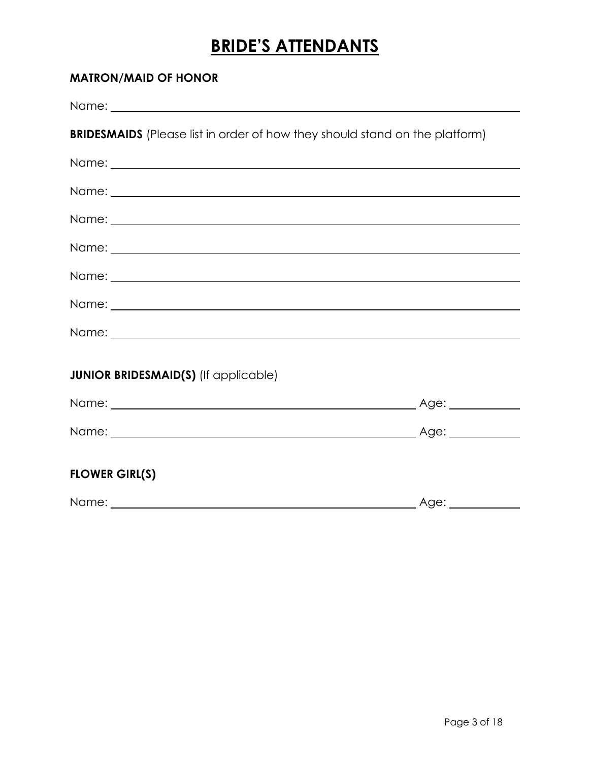# BRIDE'S ATTENDANTS

**MATRON/MAID OF HONOR**

Name: ______________________________________________

**BRIDESMAIDS** (Please list in order of how they should stand on the platform)

Name: ______________________________________________

Name: ______________________________________________

Name: ______________________________________________

Name: ______________________________________________

Name: ______________________________________________

Name: ______________________________________________

Name: ______________________________________________

**JUNIOR BRIDESMAID(S)** (If applicable)

Name: ____________________________________ Age: __________

Name: ____________________________________ Age: __________

**FLOWER GIRL(S)**

Name: ____________________________________ Age: __________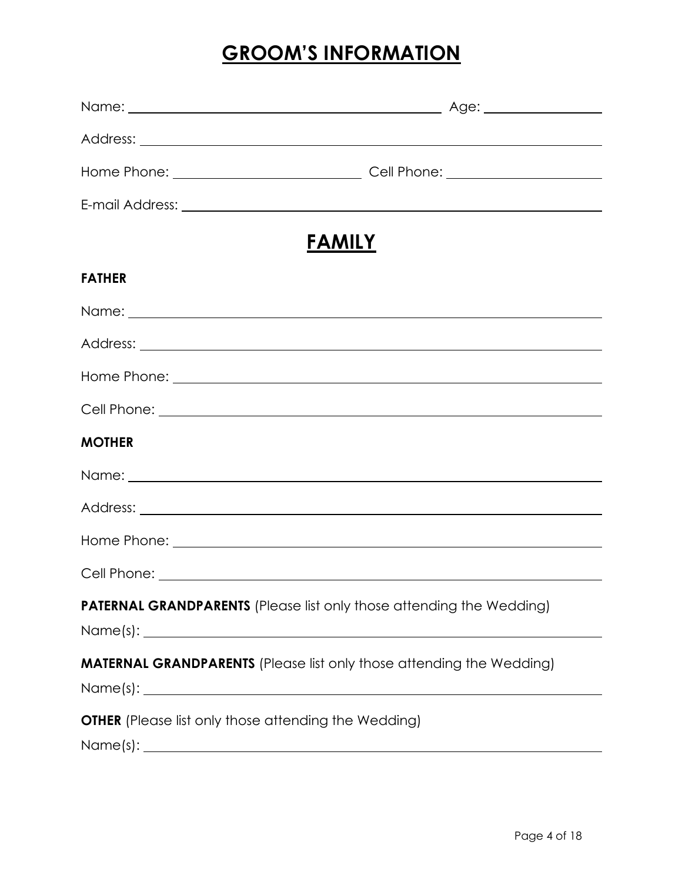# GROOM'S INFORMATION

Name: ______________________________ Age: ______________

Address: ______________________________________________

Home Phone: ____________________ Cell Phone: ____________________

E-mail Address: ________________________________________

# FAMILY

**FATHER**

Name: ________________________________________________

Address: ______________________________________________

Home Phone: ___________________________________________

Cell Phone: ____________________________________________

**MOTHER**

Name: ________________________________________________

Address: ______________________________________________

Home Phone: ___________________________________________

Cell Phone: ____________________________________________

**PATERNAL GRANDPARENTS** (Please list only those attending the Wedding)

Name(s): ______________________________________________

**MATERNAL GRANDPARENTS** (Please list only those attending the Wedding)

Name(s): ______________________________________________

**OTHER** (Please list only those attending the Wedding)

Name(s): ______________________________________________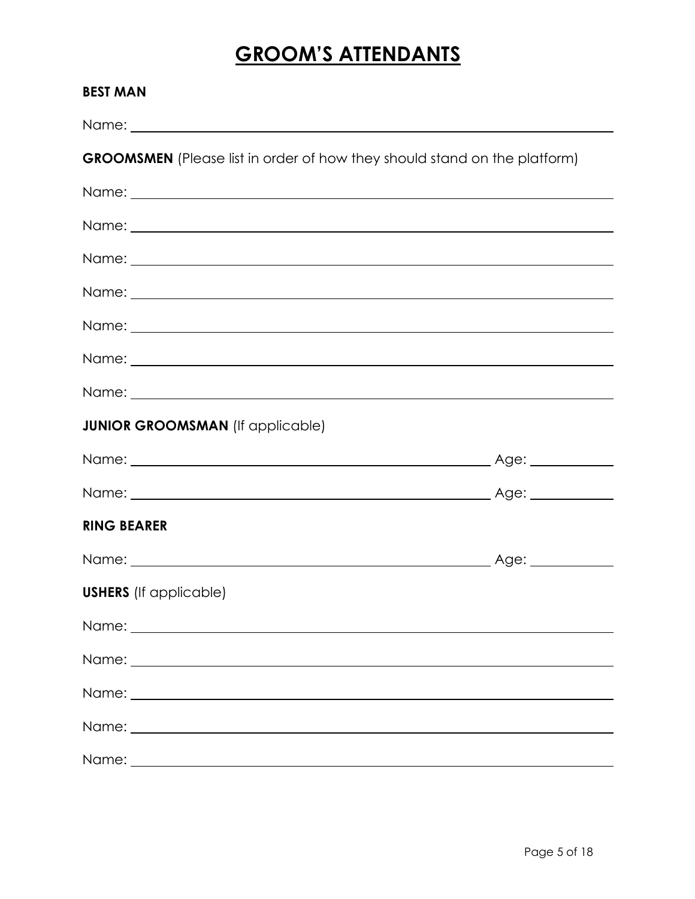# GROOM'S ATTENDANTS

**BEST MAN**

Name: ______________________________________________

**GROOMSMEN** (Please list in order of how they should stand on the platform)

Name: ______________________________________________

Name: ______________________________________________

Name: ______________________________________________

Name: ______________________________________________

Name: ______________________________________________

Name: ______________________________________________

Name: ______________________________________________

**JUNIOR GROOMSMAN** (If applicable)

Name: __________________________________ Age: __________

Name: __________________________________ Age: __________

**RING BEARER**

Name: __________________________________ Age: __________

**USHERS** (If applicable)

Name: ______________________________________________

Name: ______________________________________________

Name: ______________________________________________

Name: ______________________________________________

Name: ______________________________________________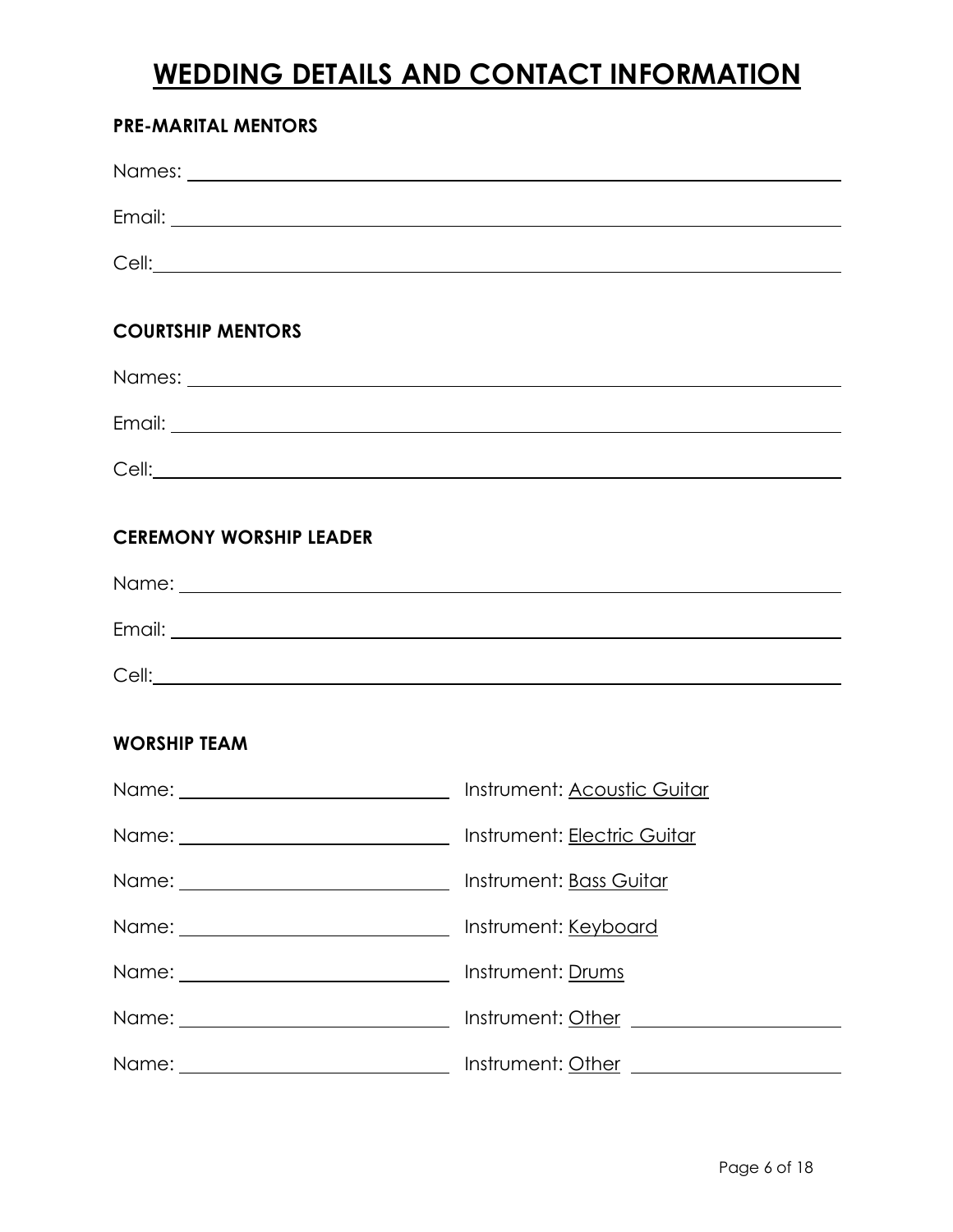# WEDDING DETAILS AND CONTACT INFORMATION

**PRE-MARITAL MENTORS**

Names: ______________________________________________

Email: ______________________________________________

Cell: ______________________________________________

**COURTSHIP MENTORS**

Names: ______________________________________________

Email: ______________________________________________

Cell: ______________________________________________

**CEREMONY WORSHIP LEADER**

Name: ______________________________________________

Email: ______________________________________________

Cell: ______________________________________________

**WORSHIP TEAM**

Name: ____________________ Instrument: Acoustic Guitar

Name: ____________________ Instrument: Electric Guitar

Name: ____________________ Instrument: Bass Guitar

Name: ____________________ Instrument: Keyboard

Name: ____________________ Instrument: Drums

Name: ____________________ Instrument: Other ____________________

Name: ____________________ Instrument: Other ____________________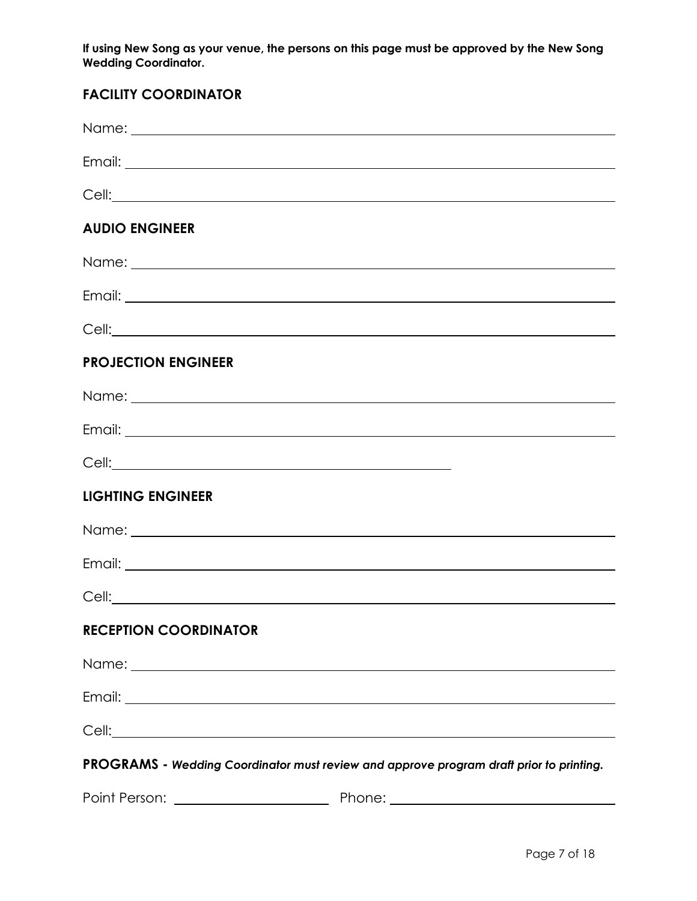**If using New Song as your venue, the persons on this page must be approved by the New Song Wedding Coordinator.**

## FACILITY COORDINATOR

Name: ______________________________

Email: ______________________________

Cell: ______________________________

## AUDIO ENGINEER

Name: ______________________________

Email: ______________________________

Cell: ______________________________

## PROJECTION ENGINEER

Name: ______________________________

Email: ______________________________

Cell: ______________________________

## LIGHTING ENGINEER

Name: ______________________________

Email: ______________________________

Cell: ______________________________

## RECEPTION COORDINATOR

Name: ______________________________

Email: ______________________________

Cell: ______________________________

## PROGRAMS - *Wedding Coordinator must review and approve program draft prior to printing.*

Point Person: ____________________ Phone: ____________________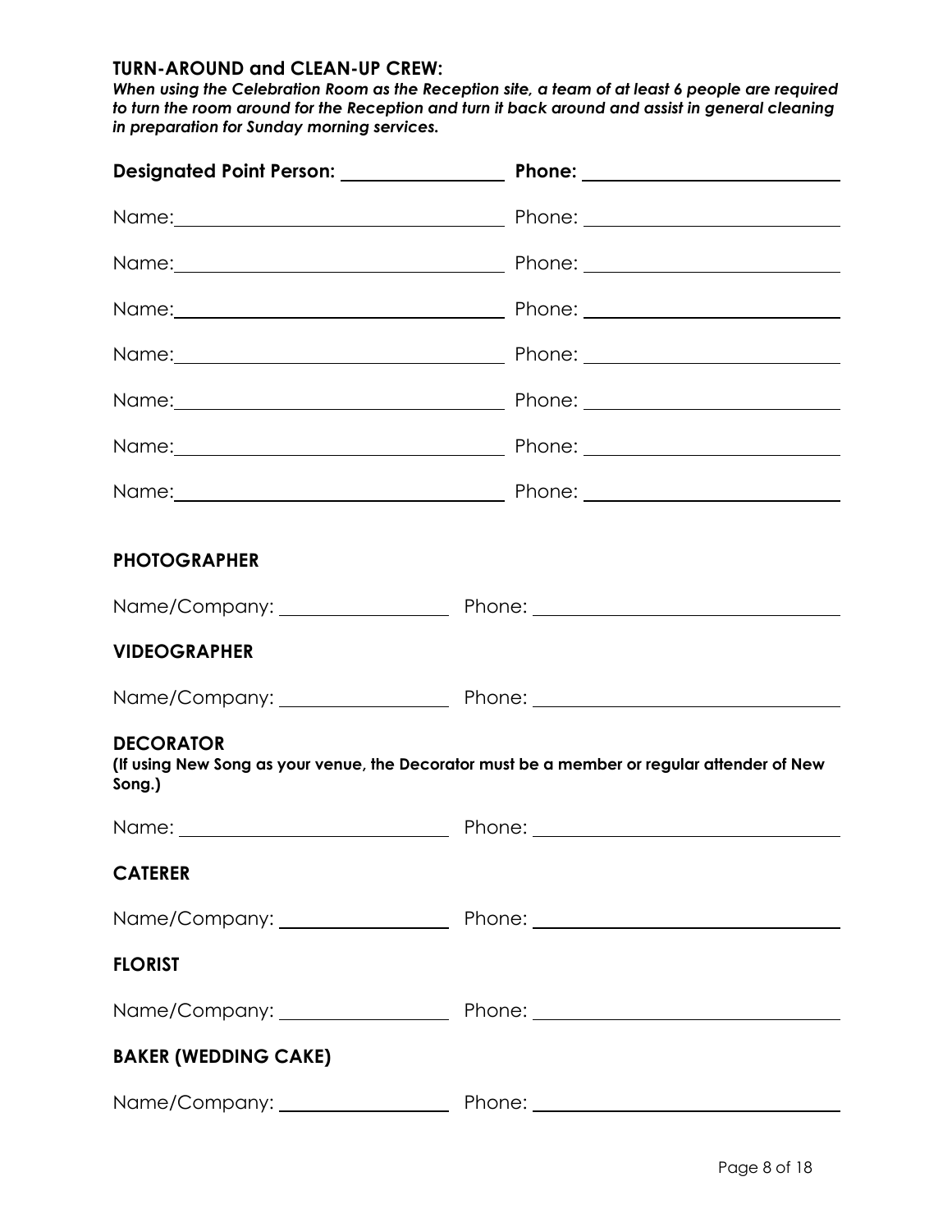### TURN-AROUND and CLEAN-UP CREW:

***When using the Celebration Room as the Reception site, a team of at least 6 people are required to turn the room around for the Reception and turn it back around and assist in general cleaning in preparation for Sunday morning services.***

**Designated Point Person:** ________________ **Phone:** ________________________

Name: ________________________________ Phone: ________________________

Name: ________________________________ Phone: ________________________

Name: ________________________________ Phone: ________________________

Name: ________________________________ Phone: ________________________

Name: ________________________________ Phone: ________________________

Name: ________________________________ Phone: ________________________

Name: ________________________________ Phone: ________________________

### PHOTOGRAPHER

Name/Company: ________________ Phone: ______________________________

### VIDEOGRAPHER

Name/Company: ________________ Phone: ______________________________

### DECORATOR

**(If using New Song as your venue, the Decorator must be a member or regular attender of New Song.)**

Name: ___________________________ Phone: ______________________________

### CATERER

Name/Company: ________________ Phone: ______________________________

### FLORIST

Name/Company: ________________ Phone: ______________________________

### BAKER (WEDDING CAKE)

Name/Company: ________________ Phone: ______________________________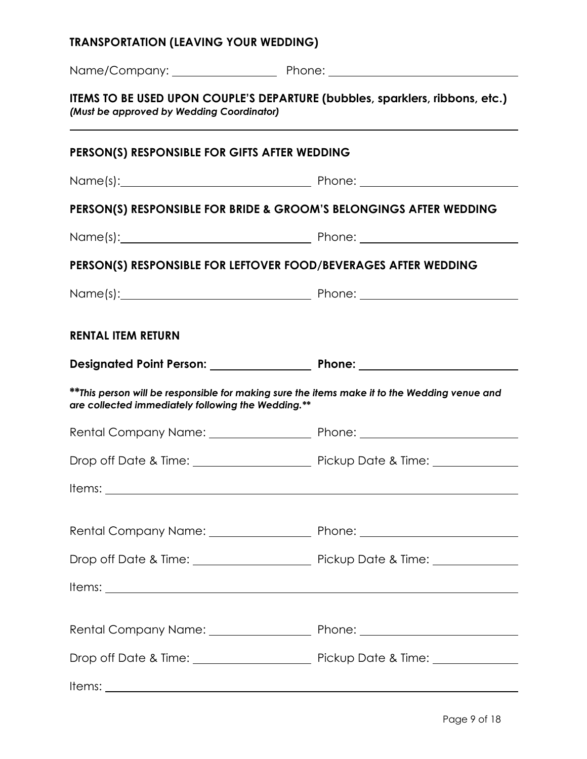## TRANSPORTATION (LEAVING YOUR WEDDING)

Name/Company: ________________ Phone: ______________________________

## ITEMS TO BE USED UPON COUPLE'S DEPARTURE (bubbles, sparklers, ribbons, etc.)

***(Must be approved by Wedding Coordinator)***

______________________________________________________________________

## PERSON(S) RESPONSIBLE FOR GIFTS AFTER WEDDING

Name(s): ______________________________ Phone: __________________________

## PERSON(S) RESPONSIBLE FOR BRIDE & GROOM'S BELONGINGS AFTER WEDDING

Name(s): ______________________________ Phone: __________________________

## PERSON(S) RESPONSIBLE FOR LEFTOVER FOOD/BEVERAGES AFTER WEDDING

Name(s): ______________________________ Phone: __________________________

## RENTAL ITEM RETURN

**Designated Point Person:** ________________ **Phone:** __________________________

***\*\*This person will be responsible for making sure the items make it to the Wedding venue and are collected immediately following the Wedding.\*\****

Rental Company Name: ________________ Phone: __________________________

Drop off Date & Time: __________________ Pickup Date & Time: ______________

Items: ________________________________________________________________

Rental Company Name: ________________ Phone: __________________________

Drop off Date & Time: __________________ Pickup Date & Time: ______________

Items: ________________________________________________________________

Rental Company Name: ________________ Phone: __________________________

Drop off Date & Time: __________________ Pickup Date & Time: ______________

Items: ________________________________________________________________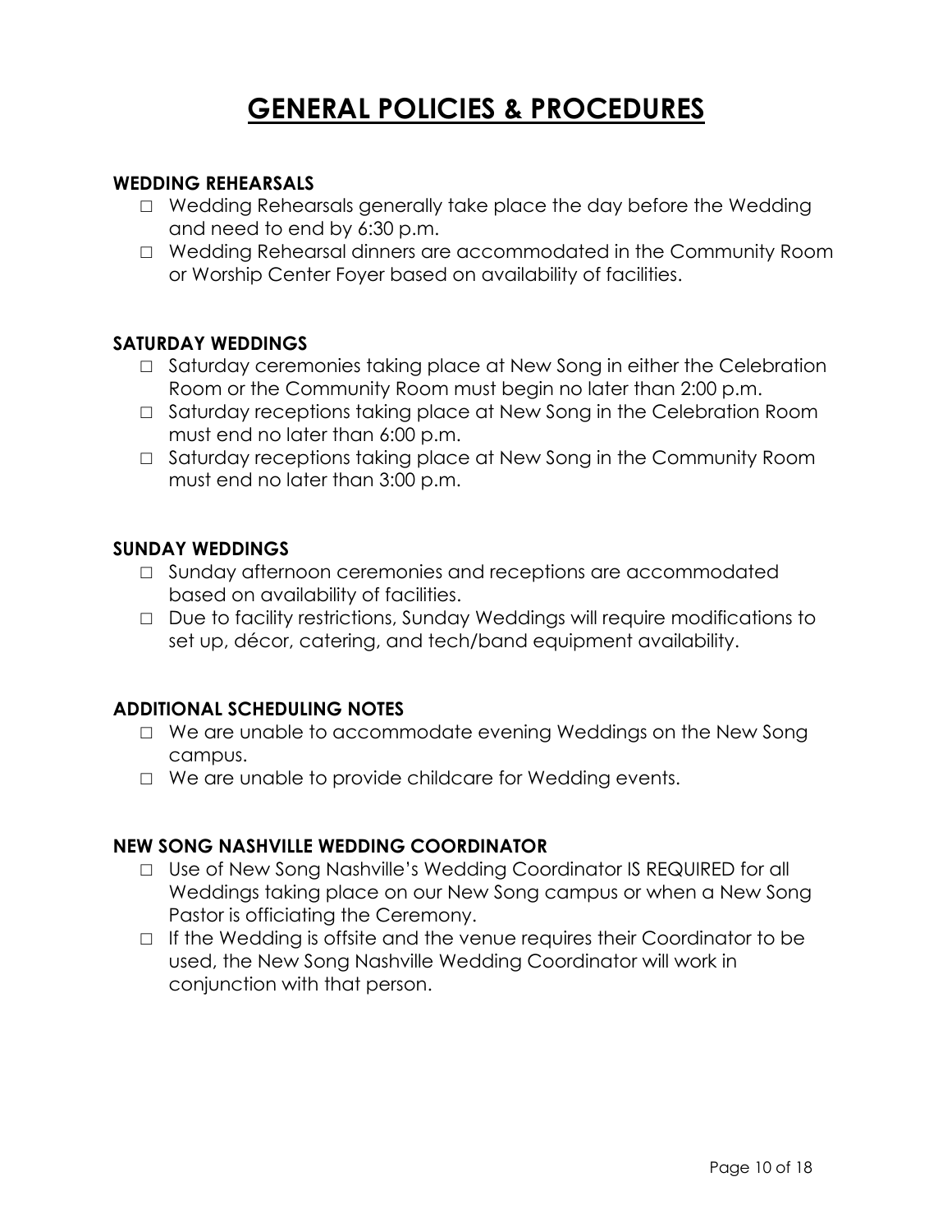# GENERAL POLICIES & PROCEDURES

### WEDDING REHEARSALS

- □ Wedding Rehearsals generally take place the day before the Wedding and need to end by 6:30 p.m.
- □ Wedding Rehearsal dinners are accommodated in the Community Room or Worship Center Foyer based on availability of facilities.

### SATURDAY WEDDINGS

- □ Saturday ceremonies taking place at New Song in either the Celebration Room or the Community Room must begin no later than 2:00 p.m.
- □ Saturday receptions taking place at New Song in the Celebration Room must end no later than 6:00 p.m.
- □ Saturday receptions taking place at New Song in the Community Room must end no later than 3:00 p.m.

### SUNDAY WEDDINGS

- □ Sunday afternoon ceremonies and receptions are accommodated based on availability of facilities.
- □ Due to facility restrictions, Sunday Weddings will require modifications to set up, décor, catering, and tech/band equipment availability.

### ADDITIONAL SCHEDULING NOTES

- □ We are unable to accommodate evening Weddings on the New Song campus.
- □ We are unable to provide childcare for Wedding events.

### NEW SONG NASHVILLE WEDDING COORDINATOR

- □ Use of New Song Nashville's Wedding Coordinator IS REQUIRED for all Weddings taking place on our New Song campus or when a New Song Pastor is officiating the Ceremony.
- □ If the Wedding is offsite and the venue requires their Coordinator to be used, the New Song Nashville Wedding Coordinator will work in conjunction with that person.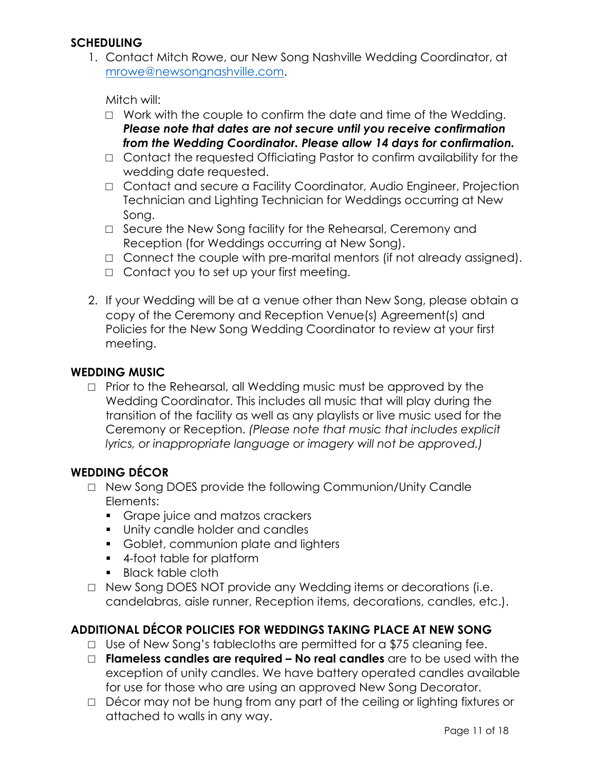## SCHEDULING

1. Contact Mitch Rowe, our New Song Nashville Wedding Coordinator, at mrowe@newsongnashville.com.

   Mitch will:

   - ☐ Work with the couple to confirm the date and time of the Wedding. ***Please note that dates are not secure until you receive confirmation from the Wedding Coordinator. Please allow 14 days for confirmation.***
   - ☐ Contact the requested Officiating Pastor to confirm availability for the wedding date requested.
   - ☐ Contact and secure a Facility Coordinator, Audio Engineer, Projection Technician and Lighting Technician for Weddings occurring at New Song.
   - ☐ Secure the New Song facility for the Rehearsal, Ceremony and Reception (for Weddings occurring at New Song).
   - ☐ Connect the couple with pre-marital mentors (if not already assigned).
   - ☐ Contact you to set up your first meeting.

2. If your Wedding will be at a venue other than New Song, please obtain a copy of the Ceremony and Reception Venue(s) Agreement(s) and Policies for the New Song Wedding Coordinator to review at your first meeting.

## WEDDING MUSIC

- ☐ Prior to the Rehearsal, all Wedding music must be approved by the Wedding Coordinator. This includes all music that will play during the transition of the facility as well as any playlists or live music used for the Ceremony or Reception. *(Please note that music that includes explicit lyrics, or inappropriate language or imagery will not be approved.)*

## WEDDING DÉCOR

- ☐ New Song DOES provide the following Communion/Unity Candle Elements:
  - Grape juice and matzos crackers
  - Unity candle holder and candles
  - Goblet, communion plate and lighters
  - 4-foot table for platform
  - Black table cloth
- ☐ New Song DOES NOT provide any Wedding items or decorations (i.e. candelabras, aisle runner, Reception items, decorations, candles, etc.).

## ADDITIONAL DÉCOR POLICIES FOR WEDDINGS TAKING PLACE AT NEW SONG

- ☐ Use of New Song's tablecloths are permitted for a $75 cleaning fee.
- ☐ **Flameless candles are required – No real candles** are to be used with the exception of unity candles. We have battery operated candles available for use for those who are using an approved New Song Decorator.
- ☐ Décor may not be hung from any part of the ceiling or lighting fixtures or attached to walls in any way.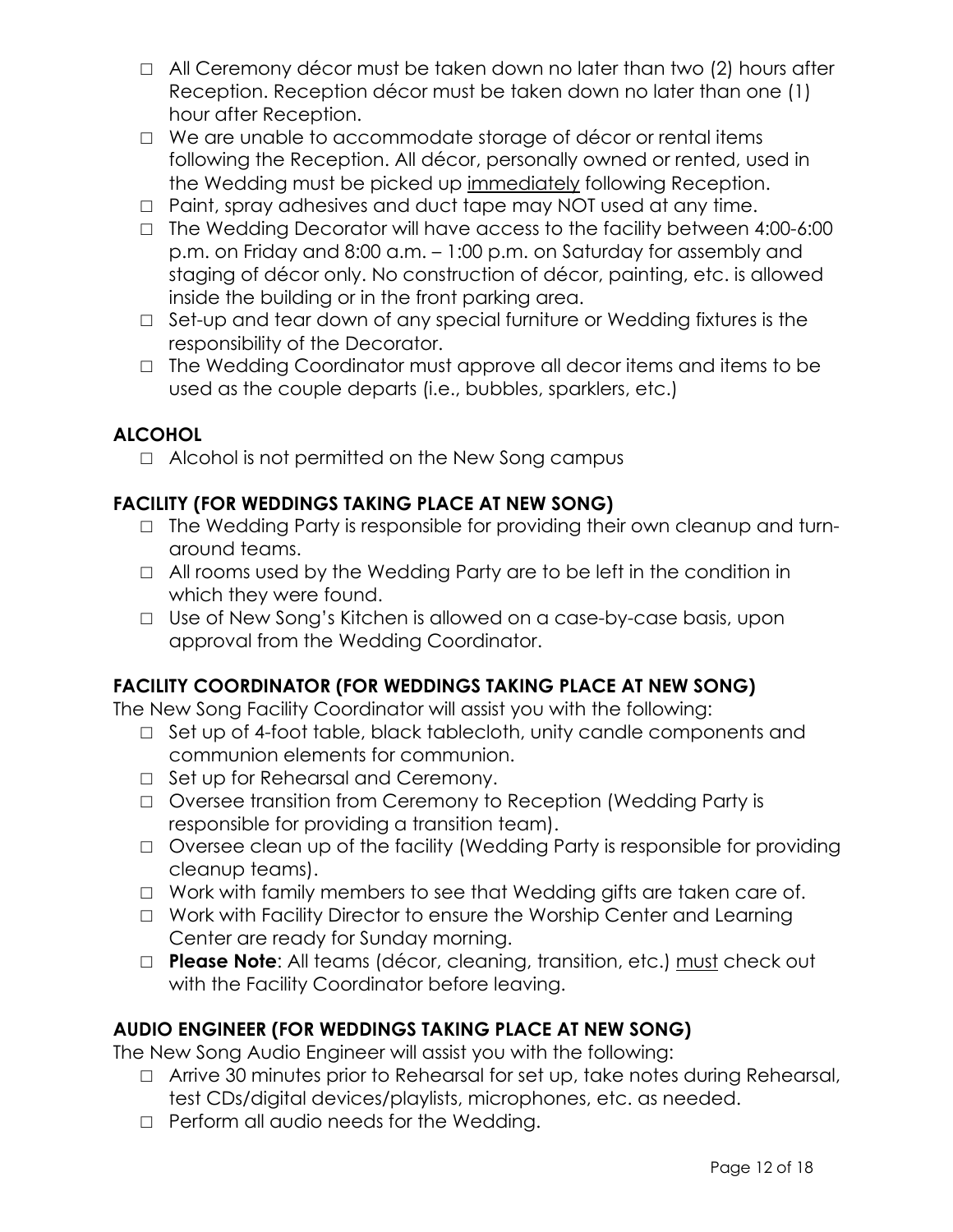- All Ceremony décor must be taken down no later than two (2) hours after Reception. Reception décor must be taken down no later than one (1) hour after Reception.
- We are unable to accommodate storage of décor or rental items following the Reception. All décor, personally owned or rented, used in the Wedding must be picked up <u>immediately</u> following Reception.
- Paint, spray adhesives and duct tape may NOT used at any time.
- The Wedding Decorator will have access to the facility between 4:00-6:00 p.m. on Friday and 8:00 a.m. – 1:00 p.m. on Saturday for assembly and staging of décor only. No construction of décor, painting, etc. is allowed inside the building or in the front parking area.
- Set-up and tear down of any special furniture or Wedding fixtures is the responsibility of the Decorator.
- The Wedding Coordinator must approve all decor items and items to be used as the couple departs (i.e., bubbles, sparklers, etc.)

### ALCOHOL

- Alcohol is not permitted on the New Song campus

### FACILITY (FOR WEDDINGS TAKING PLACE AT NEW SONG)

- The Wedding Party is responsible for providing their own cleanup and turn-around teams.
- All rooms used by the Wedding Party are to be left in the condition in which they were found.
- Use of New Song's Kitchen is allowed on a case-by-case basis, upon approval from the Wedding Coordinator.

### FACILITY COORDINATOR (FOR WEDDINGS TAKING PLACE AT NEW SONG)

The New Song Facility Coordinator will assist you with the following:

- Set up of 4-foot table, black tablecloth, unity candle components and communion elements for communion.
- Set up for Rehearsal and Ceremony.
- Oversee transition from Ceremony to Reception (Wedding Party is responsible for providing a transition team).
- Oversee clean up of the facility (Wedding Party is responsible for providing cleanup teams).
- Work with family members to see that Wedding gifts are taken care of.
- Work with Facility Director to ensure the Worship Center and Learning Center are ready for Sunday morning.
- **Please Note**: All teams (décor, cleaning, transition, etc.) <u>must</u> check out with the Facility Coordinator before leaving.

### AUDIO ENGINEER (FOR WEDDINGS TAKING PLACE AT NEW SONG)

The New Song Audio Engineer will assist you with the following:

- Arrive 30 minutes prior to Rehearsal for set up, take notes during Rehearsal, test CDs/digital devices/playlists, microphones, etc. as needed.
- Perform all audio needs for the Wedding.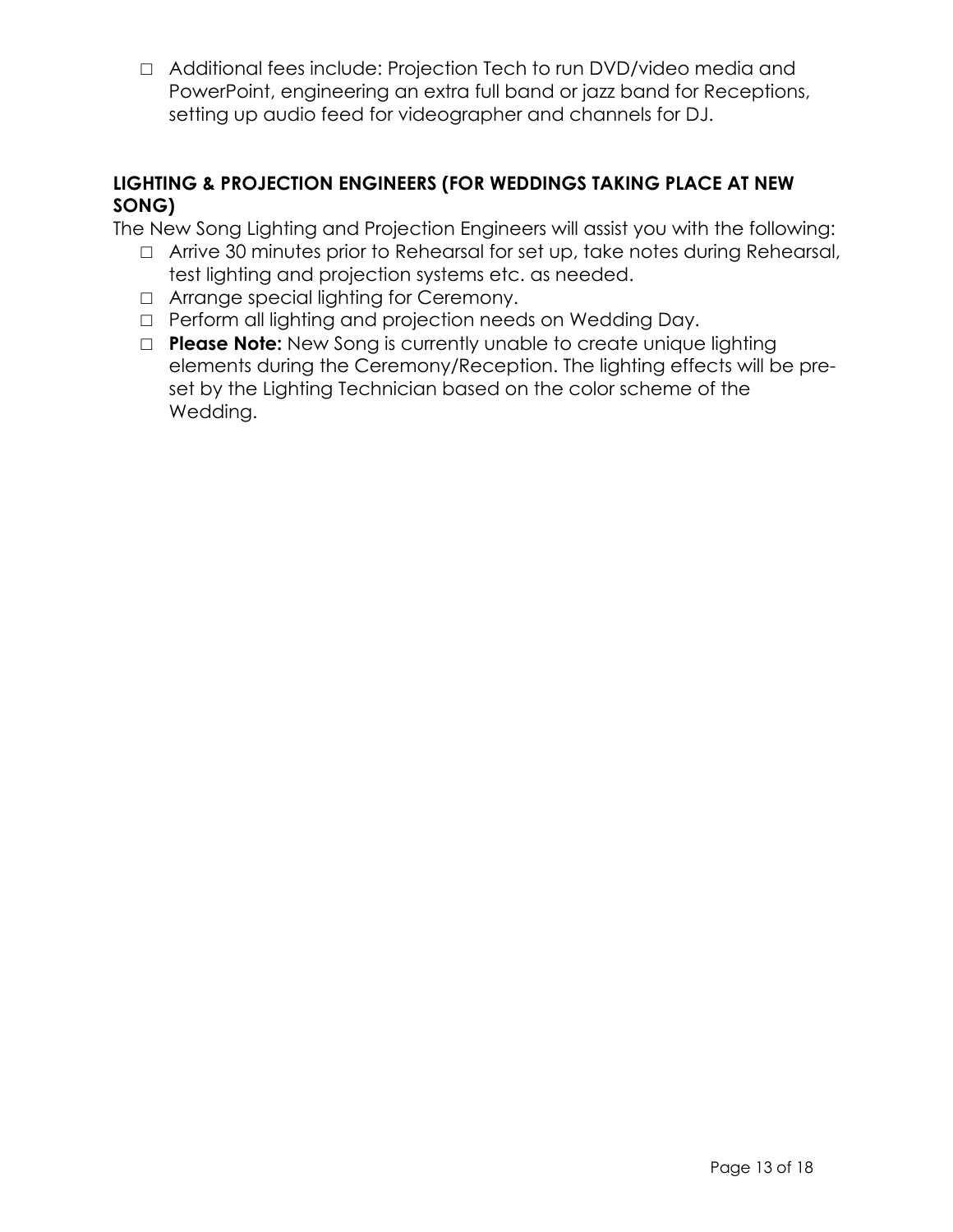- Additional fees include: Projection Tech to run DVD/video media and PowerPoint, engineering an extra full band or jazz band for Receptions, setting up audio feed for videographer and channels for DJ.

**LIGHTING & PROJECTION ENGINEERS (FOR WEDDINGS TAKING PLACE AT NEW SONG)**

The New Song Lighting and Projection Engineers will assist you with the following:

- Arrive 30 minutes prior to Rehearsal for set up, take notes during Rehearsal, test lighting and projection systems etc. as needed.
- Arrange special lighting for Ceremony.
- Perform all lighting and projection needs on Wedding Day.
- **Please Note:** New Song is currently unable to create unique lighting elements during the Ceremony/Reception. The lighting effects will be pre-set by the Lighting Technician based on the color scheme of the Wedding.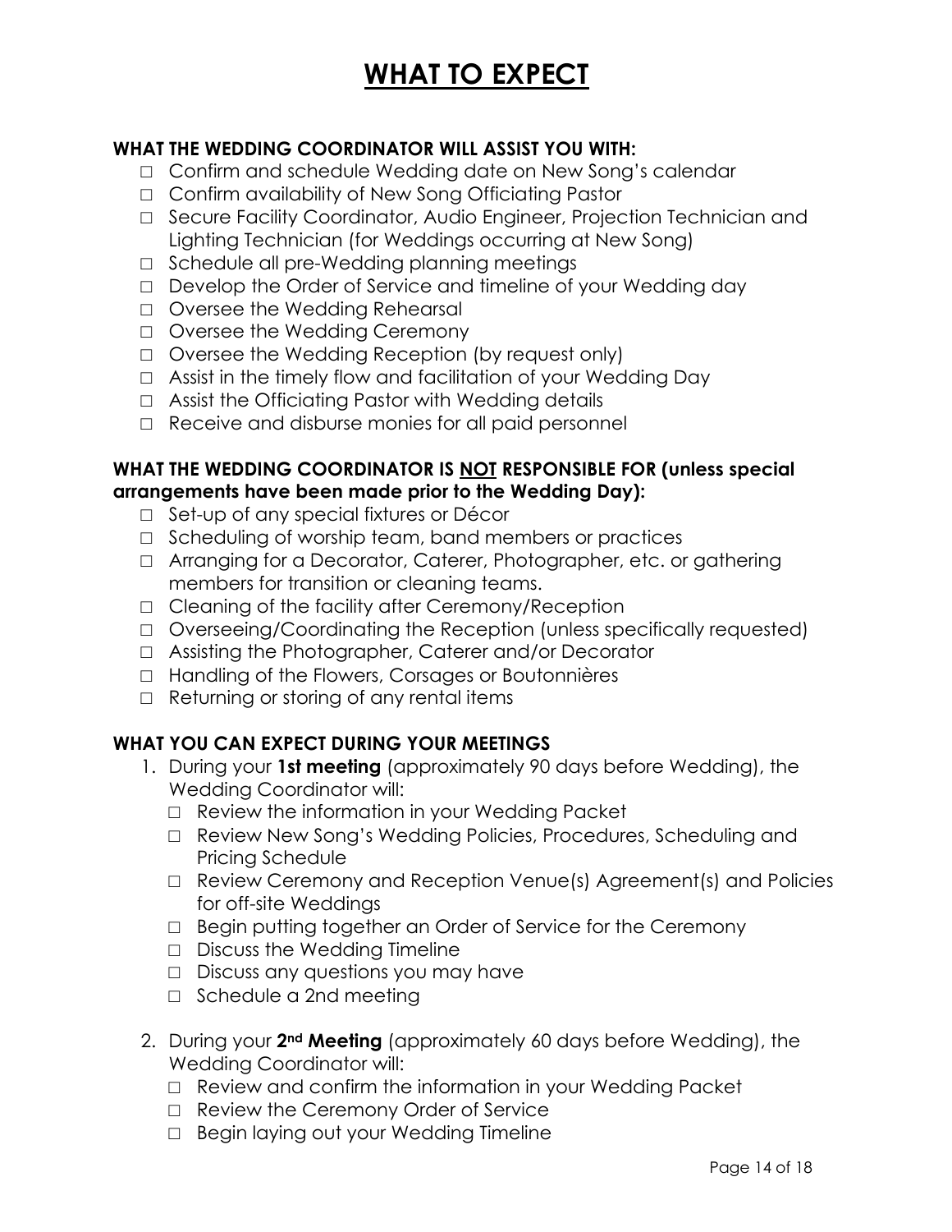# WHAT TO EXPECT

**WHAT THE WEDDING COORDINATOR WILL ASSIST YOU WITH:**

- ☐ Confirm and schedule Wedding date on New Song's calendar
- ☐ Confirm availability of New Song Officiating Pastor
- ☐ Secure Facility Coordinator, Audio Engineer, Projection Technician and Lighting Technician (for Weddings occurring at New Song)
- ☐ Schedule all pre-Wedding planning meetings
- ☐ Develop the Order of Service and timeline of your Wedding day
- ☐ Oversee the Wedding Rehearsal
- ☐ Oversee the Wedding Ceremony
- ☐ Oversee the Wedding Reception (by request only)
- ☐ Assist in the timely flow and facilitation of your Wedding Day
- ☐ Assist the Officiating Pastor with Wedding details
- ☐ Receive and disburse monies for all paid personnel

**WHAT THE WEDDING COORDINATOR IS <u>NOT</u> RESPONSIBLE FOR (unless special arrangements have been made prior to the Wedding Day):**

- ☐ Set-up of any special fixtures or Décor
- ☐ Scheduling of worship team, band members or practices
- ☐ Arranging for a Decorator, Caterer, Photographer, etc. or gathering members for transition or cleaning teams.
- ☐ Cleaning of the facility after Ceremony/Reception
- ☐ Overseeing/Coordinating the Reception (unless specifically requested)
- ☐ Assisting the Photographer, Caterer and/or Decorator
- ☐ Handling of the Flowers, Corsages or Boutonnières
- ☐ Returning or storing of any rental items

**WHAT YOU CAN EXPECT DURING YOUR MEETINGS**

1. During your **1st meeting** (approximately 90 days before Wedding), the Wedding Coordinator will:
   - ☐ Review the information in your Wedding Packet
   - ☐ Review New Song's Wedding Policies, Procedures, Scheduling and Pricing Schedule
   - ☐ Review Ceremony and Reception Venue(s) Agreement(s) and Policies for off-site Weddings
   - ☐ Begin putting together an Order of Service for the Ceremony
   - ☐ Discuss the Wedding Timeline
   - ☐ Discuss any questions you may have
   - ☐ Schedule a 2nd meeting

2. During your **2nd Meeting** (approximately 60 days before Wedding), the Wedding Coordinator will:
   - ☐ Review and confirm the information in your Wedding Packet
   - ☐ Review the Ceremony Order of Service
   - ☐ Begin laying out your Wedding Timeline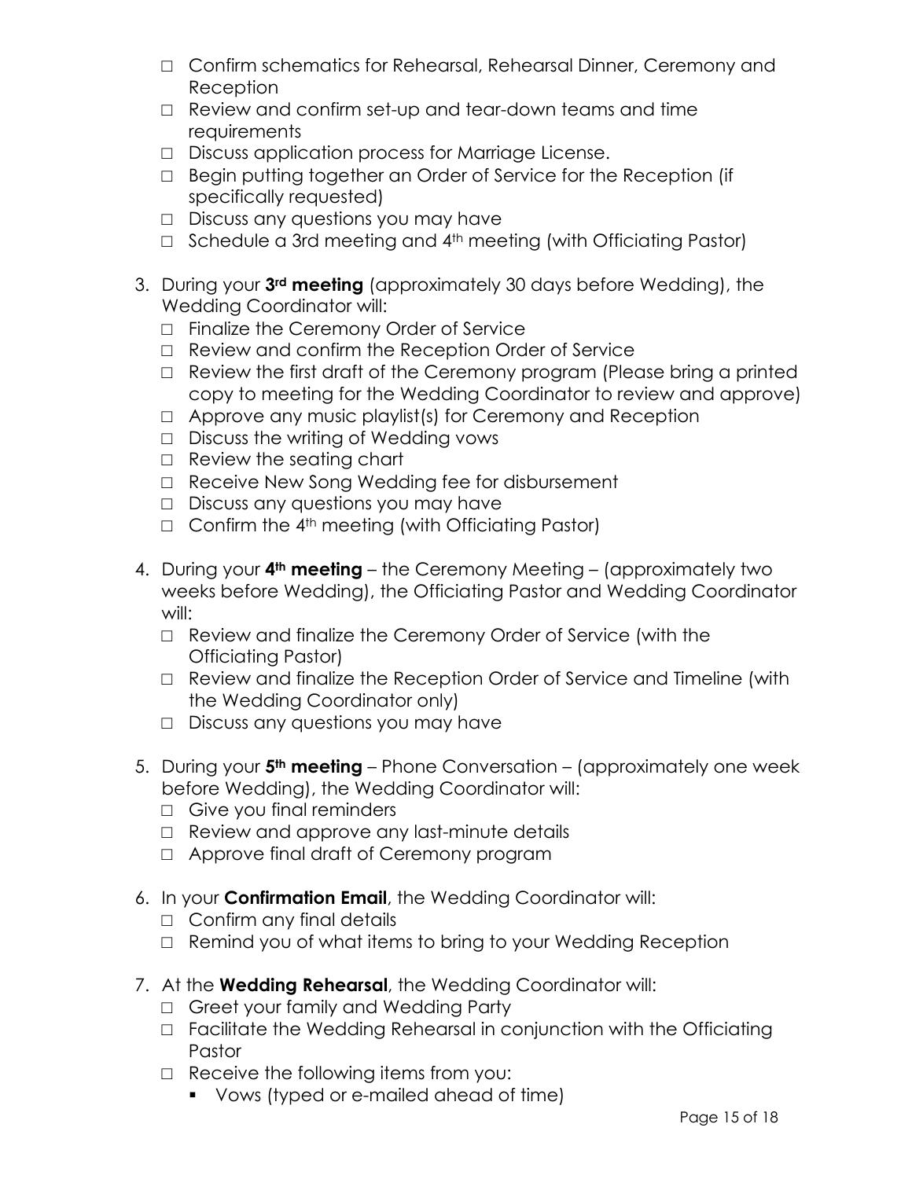- □ Confirm schematics for Rehearsal, Rehearsal Dinner, Ceremony and Reception
- □ Review and confirm set-up and tear-down teams and time requirements
- □ Discuss application process for Marriage License.
- □ Begin putting together an Order of Service for the Reception (if specifically requested)
- □ Discuss any questions you may have
- □ Schedule a 3rd meeting and 4th meeting (with Officiating Pastor)

3. During your **3rd meeting** (approximately 30 days before Wedding), the Wedding Coordinator will:
   - □ Finalize the Ceremony Order of Service
   - □ Review and confirm the Reception Order of Service
   - □ Review the first draft of the Ceremony program (Please bring a printed copy to meeting for the Wedding Coordinator to review and approve)
   - □ Approve any music playlist(s) for Ceremony and Reception
   - □ Discuss the writing of Wedding vows
   - □ Review the seating chart
   - □ Receive New Song Wedding fee for disbursement
   - □ Discuss any questions you may have
   - □ Confirm the 4th meeting (with Officiating Pastor)

4. During your **4th meeting** – the Ceremony Meeting – (approximately two weeks before Wedding), the Officiating Pastor and Wedding Coordinator will:
   - □ Review and finalize the Ceremony Order of Service (with the Officiating Pastor)
   - □ Review and finalize the Reception Order of Service and Timeline (with the Wedding Coordinator only)
   - □ Discuss any questions you may have

5. During your **5th meeting** – Phone Conversation – (approximately one week before Wedding), the Wedding Coordinator will:
   - □ Give you final reminders
   - □ Review and approve any last-minute details
   - □ Approve final draft of Ceremony program

6. In your **Confirmation Email**, the Wedding Coordinator will:
   - □ Confirm any final details
   - □ Remind you of what items to bring to your Wedding Reception

7. At the **Wedding Rehearsal**, the Wedding Coordinator will:
   - □ Greet your family and Wedding Party
   - □ Facilitate the Wedding Rehearsal in conjunction with the Officiating Pastor
   - □ Receive the following items from you:
     - Vows (typed or e-mailed ahead of time)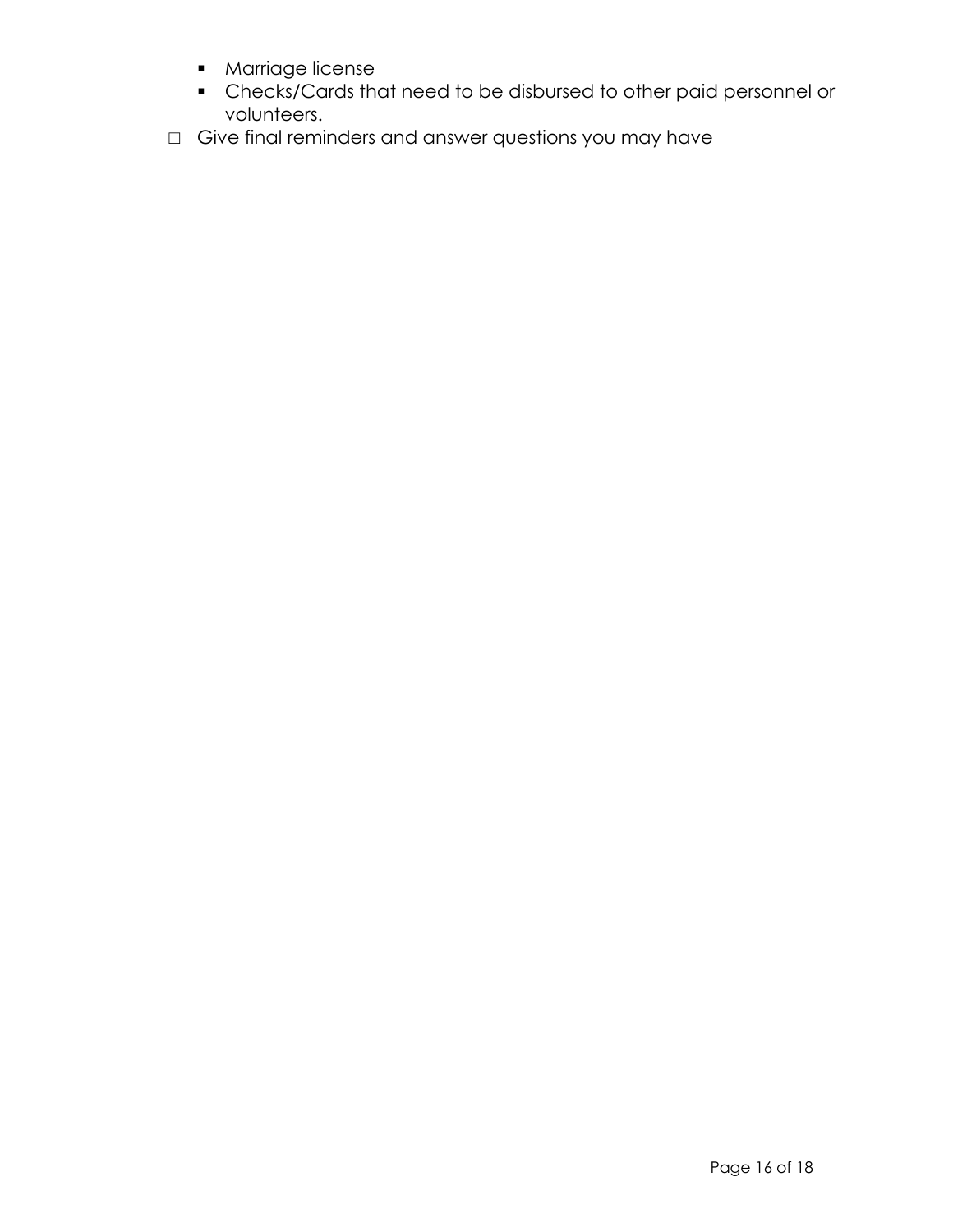- Marriage license
    - Checks/Cards that need to be disbursed to other paid personnel or volunteers.
- ☐ Give final reminders and answer questions you may have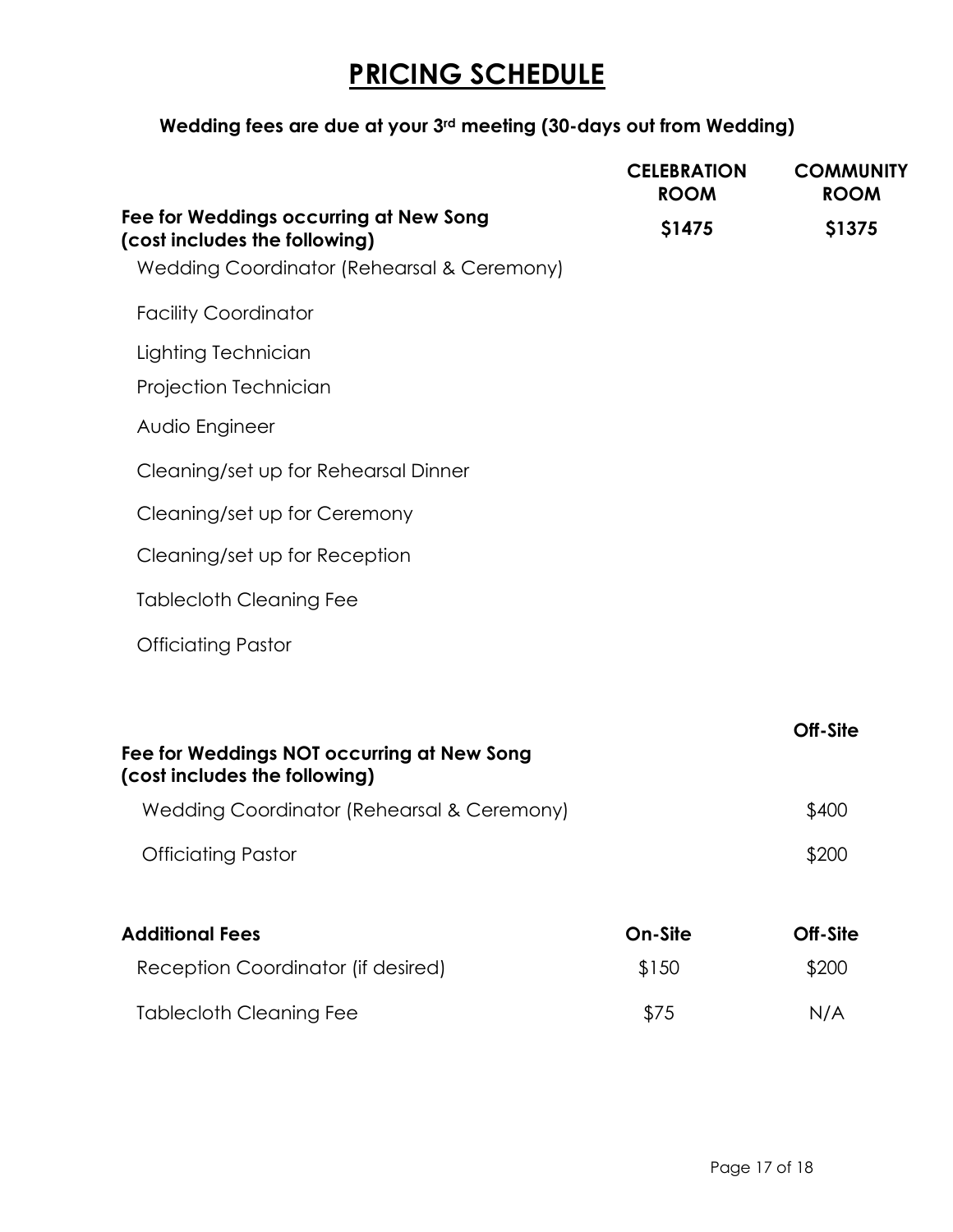# PRICING SCHEDULE

**Wedding fees are due at your 3rd meeting (30-days out from Wedding)**

| | CELEBRATION ROOM | COMMUNITY ROOM |
|---|---|---|
| **Fee for Weddings occurring at New Song (cost includes the following)** | **$1475** | **$1375** |
| Wedding Coordinator (Rehearsal & Ceremony) | | |
| Facility Coordinator | | |
| Lighting Technician | | |
| Projection Technician | | |
| Audio Engineer | | |
| Cleaning/set up for Rehearsal Dinner | | |
| Cleaning/set up for Ceremony | | |
| Cleaning/set up for Reception | | |
| Tablecloth Cleaning Fee | | |
| Officiating Pastor | | |

| **Fee for Weddings NOT occurring at New Song (cost includes the following)** | **Off-Site** |
|---|---|
| Wedding Coordinator (Rehearsal & Ceremony) | $400 |
| Officiating Pastor | $200 |

| **Additional Fees** | **On-Site** | **Off-Site** |
|---|---|---|
| Reception Coordinator (if desired) | $150 | $200 |
| Tablecloth Cleaning Fee | $75 | N/A |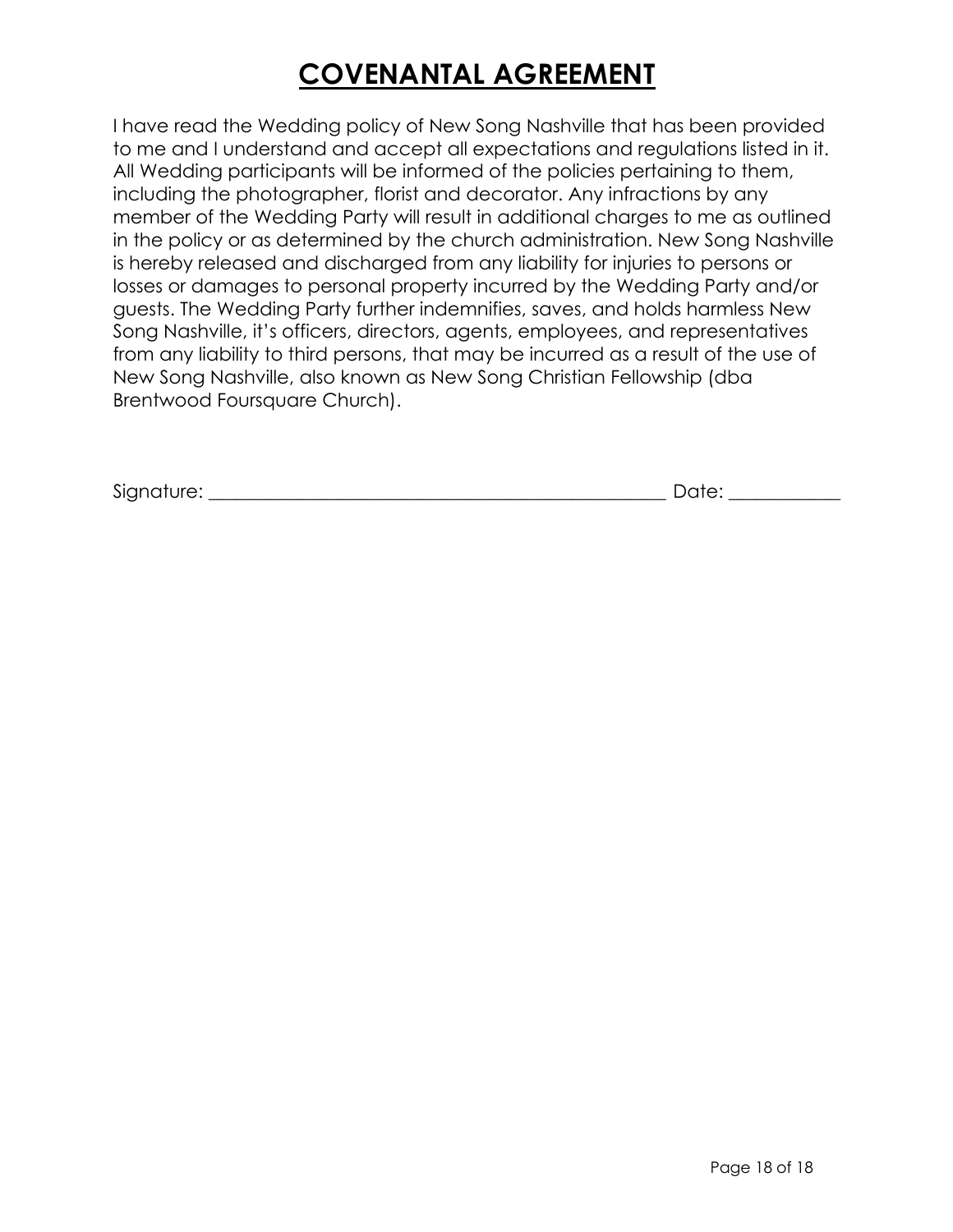# COVENANTAL AGREEMENT

I have read the Wedding policy of New Song Nashville that has been provided to me and I understand and accept all expectations and regulations listed in it. All Wedding participants will be informed of the policies pertaining to them, including the photographer, florist and decorator. Any infractions by any member of the Wedding Party will result in additional charges to me as outlined in the policy or as determined by the church administration. New Song Nashville is hereby released and discharged from any liability for injuries to persons or losses or damages to personal property incurred by the Wedding Party and/or guests. The Wedding Party further indemnifies, saves, and holds harmless New Song Nashville, it's officers, directors, agents, employees, and representatives from any liability to third persons, that may be incurred as a result of the use of New Song Nashville, also known as New Song Christian Fellowship (dba Brentwood Foursquare Church).

Signature: ______________________________________________ Date: ___________